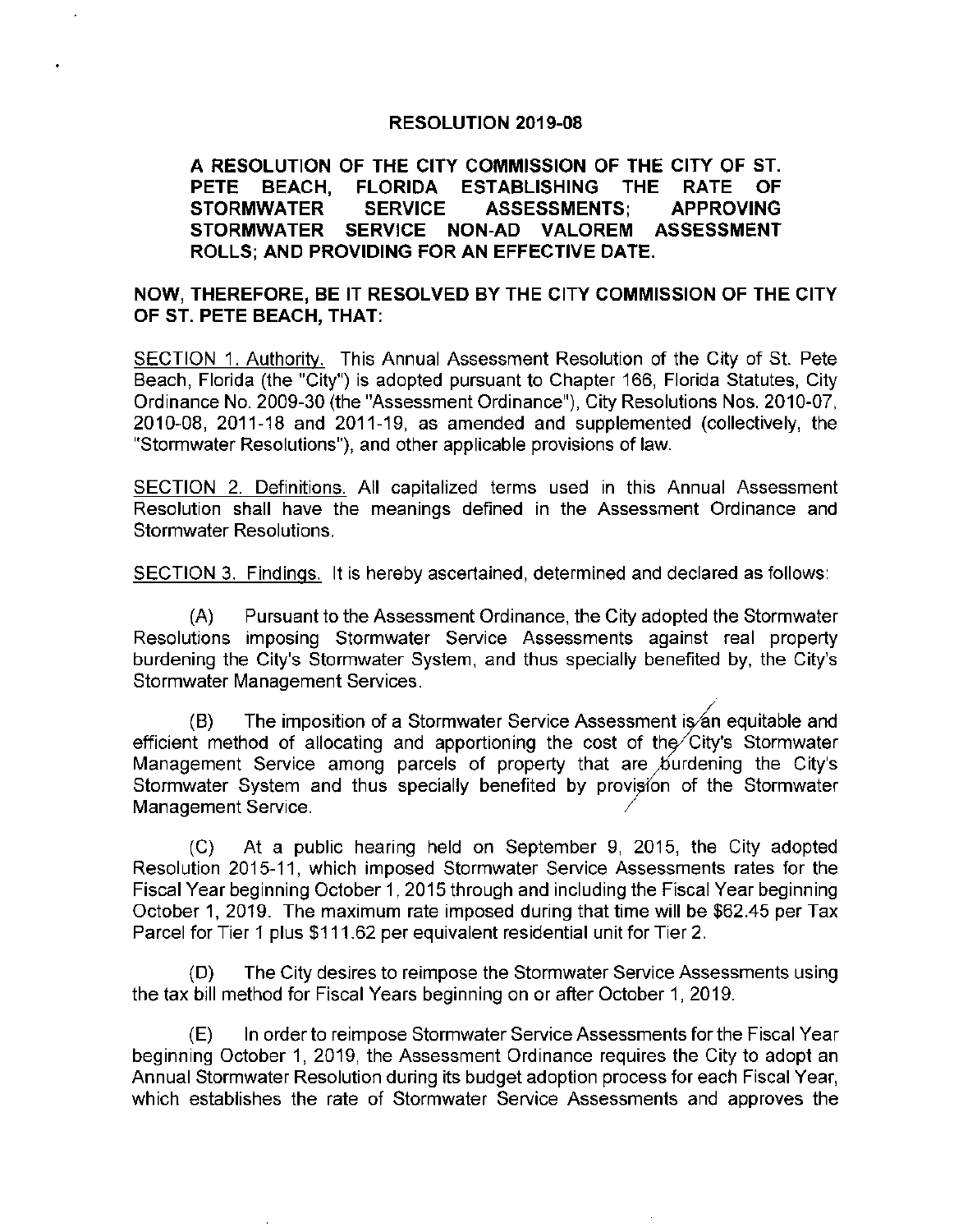# RESOLUTION 2019-08

**A RESOLUTION OF THE CITY COMMISSION OF THE CITY OF ST. PETE BEACH, FLORIDA ESTABLISHING THE RATE OF STORMWATER SERVICE ASSESSMENTS; APPROVING STORMWATER SERVICE NON-AD VALOREM ASSESSMENT ROLLS; AND PROVIDING FOR AN EFFECTIVE DATE.**

**NOW, THEREFORE, BE IT RESOLVED BY THE CITY COMMISSION OF THE CITY OF ST. PETE BEACH, THAT:**

SECTION 1. Authority. This Annual Assessment Resolution of the City of St. Pete Beach, Florida (the "City") is adopted pursuant to Chapter 166, Florida Statutes, City Ordinance No. 2009-30 (the "Assessment Ordinance"), City Resolutions Nos. 2010-07, 2010-08, 2011-18 and 2011-19, as amended and supplemented (collectively, the "Stormwater Resolutions"), and other applicable provisions of law.

SECTION 2. Definitions. All capitalized terms used in this Annual Assessment Resolution shall have the meanings defined in the Assessment Ordinance and Stormwater Resolutions.

SECTION 3. Findings. It is hereby ascertained, determined and declared as follows:

(A) Pursuant to the Assessment Ordinance, the City adopted the Stormwater Resolutions imposing Stormwater Service Assessments against real property burdening the City's Stormwater System, and thus specially benefited by, the City's Stormwater Management Services.

(B) The imposition of a Stormwater Service Assessment is an equitable and efficient method of allocating and apportioning the cost of the City's Stormwater Management Service among parcels of property that are burdening the City's Stormwater System and thus specially benefited by provision of the Stormwater Management Service.

(C) At a public hearing held on September 9, 2015, the City adopted Resolution 2015-11, which imposed Stormwater Service Assessments rates for the Fiscal Year beginning October 1, 2015 through and including the Fiscal Year beginning October 1, 2019. The maximum rate imposed during that time will be $62.45 per Tax Parcel for Tier 1 plus $111.62 per equivalent residential unit for Tier 2.

(D) The City desires to reimpose the Stormwater Service Assessments using the tax bill method for Fiscal Years beginning on or after October 1, 2019.

(E) In order to reimpose Stormwater Service Assessments for the Fiscal Year beginning October 1, 2019, the Assessment Ordinance requires the City to adopt an Annual Stormwater Resolution during its budget adoption process for each Fiscal Year, which establishes the rate of Stormwater Service Assessments and approves the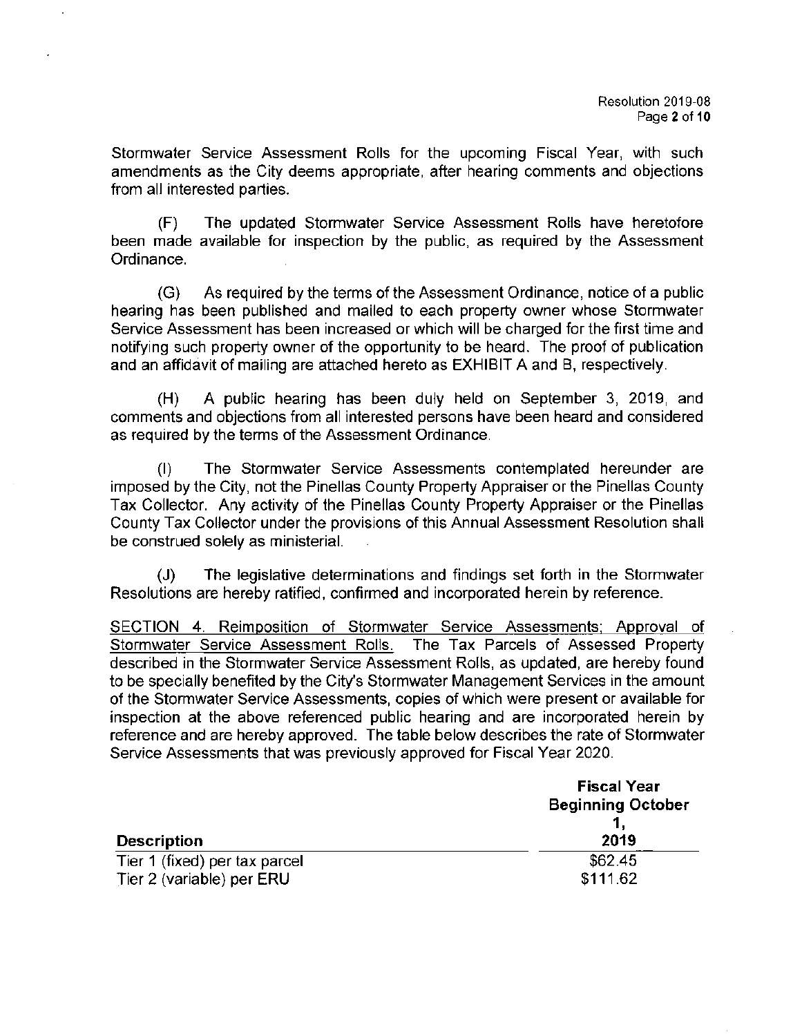Stormwater Service Assessment Rolls for the upcoming Fiscal Year, with such amendments as the City deems appropriate, after hearing comments and objections from all interested parties.

(F) The updated Stormwater Service Assessment Rolls have heretofore been made available for inspection by the public, as required by the Assessment Ordinance.

(G) As required by the terms of the Assessment Ordinance, notice of a public hearing has been published and mailed to each property owner whose Stormwater Service Assessment has been increased or which will be charged for the first time and notifying such property owner of the opportunity to be heard. The proof of publication and an affidavit of mailing are attached hereto as EXHIBIT A and B, respectively.

(H) A public hearing has been duly held on September 3, 2019, and comments and objections from all interested persons have been heard and considered as required by the terms of the Assessment Ordinance.

(I) The Stormwater Service Assessments contemplated hereunder are imposed by the City, not the Pinellas County Property Appraiser or the Pinellas County Tax Collector. Any activity of the Pinellas County Property Appraiser or the Pinellas County Tax Collector under the provisions of this Annual Assessment Resolution shall be construed solely as ministerial.

(J) The legislative determinations and findings set forth in the Stormwater Resolutions are hereby ratified, confirmed and incorporated herein by reference.

SECTION 4. Reimposition of Stormwater Service Assessments; Approval of Stormwater Service Assessment Rolls. The Tax Parcels of Assessed Property described in the Stormwater Service Assessment Rolls, as updated, are hereby found to be specially benefited by the City's Stormwater Management Services in the amount of the Stormwater Service Assessments, copies of which were present or available for inspection at the above referenced public hearing and are incorporated herein by reference and are hereby approved. The table below describes the rate of Stormwater Service Assessments that was previously approved for Fiscal Year 2020.

| Description | Fiscal Year Beginning October 1, 2019 |
|---|---|
| Tier 1 (fixed) per tax parcel | $62.45 |
| Tier 2 (variable) per ERU | $111.62 |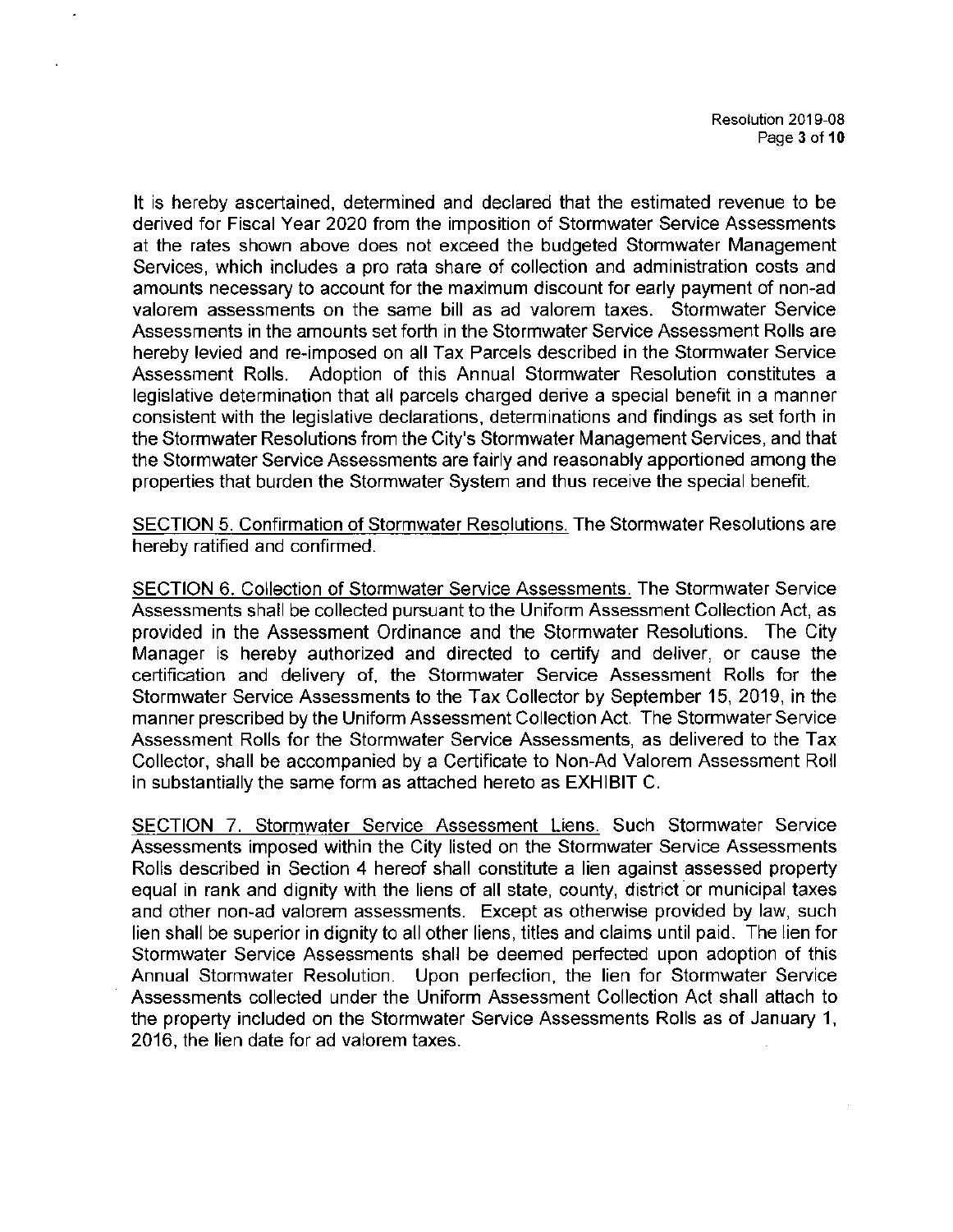It is hereby ascertained, determined and declared that the estimated revenue to be derived for Fiscal Year 2020 from the imposition of Stormwater Service Assessments at the rates shown above does not exceed the budgeted Stormwater Management Services, which includes a pro rata share of collection and administration costs and amounts necessary to account for the maximum discount for early payment of non-ad valorem assessments on the same bill as ad valorem taxes. Stormwater Service Assessments in the amounts set forth in the Stormwater Service Assessment Rolls are hereby levied and re-imposed on all Tax Parcels described in the Stormwater Service Assessment Rolls. Adoption of this Annual Stormwater Resolution constitutes a legislative determination that all parcels charged derive a special benefit in a manner consistent with the legislative declarations, determinations and findings as set forth in the Stormwater Resolutions from the City's Stormwater Management Services, and that the Stormwater Service Assessments are fairly and reasonably apportioned among the properties that burden the Stormwater System and thus receive the special benefit.

SECTION 5. Confirmation of Stormwater Resolutions. The Stormwater Resolutions are hereby ratified and confirmed.

SECTION 6. Collection of Stormwater Service Assessments. The Stormwater Service Assessments shall be collected pursuant to the Uniform Assessment Collection Act, as provided in the Assessment Ordinance and the Stormwater Resolutions. The City Manager is hereby authorized and directed to certify and deliver, or cause the certification and delivery of, the Stormwater Service Assessment Rolls for the Stormwater Service Assessments to the Tax Collector by September 15, 2019, in the manner prescribed by the Uniform Assessment Collection Act. The Stormwater Service Assessment Rolls for the Stormwater Service Assessments, as delivered to the Tax Collector, shall be accompanied by a Certificate to Non-Ad Valorem Assessment Roll in substantially the same form as attached hereto as **EXHIBIT C**.

SECTION 7. Stormwater Service Assessment Liens. Such Stormwater Service Assessments imposed within the City listed on the Stormwater Service Assessments Rolls described in Section 4 hereof shall constitute a lien against assessed property equal in rank and dignity with the liens of all state, county, district or municipal taxes and other non-ad valorem assessments. Except as otherwise provided by law, such lien shall be superior in dignity to all other liens, titles and claims until paid. The lien for Stormwater Service Assessments shall be deemed perfected upon adoption of this Annual Stormwater Resolution. Upon perfection, the lien for Stormwater Service Assessments collected under the Uniform Assessment Collection Act shall attach to the property included on the Stormwater Service Assessments Rolls as of January 1, 2016, the lien date for ad valorem taxes.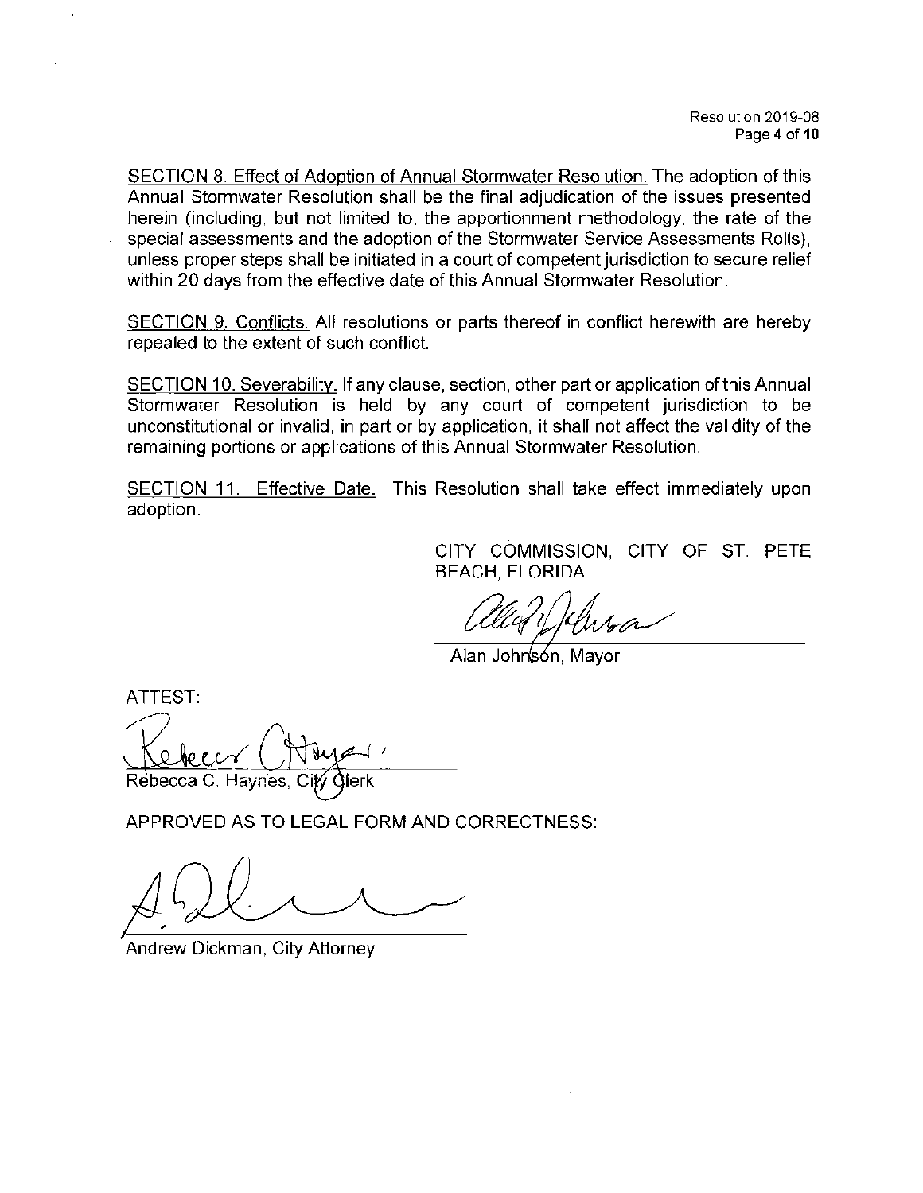SECTION 8. Effect of Adoption of Annual Stormwater Resolution. The adoption of this Annual Stormwater Resolution shall be the final adjudication of the issues presented herein (including, but not limited to, the apportionment methodology, the rate of the special assessments and the adoption of the Stormwater Service Assessments Rolls), unless proper steps shall be initiated in a court of competent jurisdiction to secure relief within 20 days from the effective date of this Annual Stormwater Resolution.

SECTION 9. Conflicts. All resolutions or parts thereof in conflict herewith are hereby repealed to the extent of such conflict.

SECTION 10. Severability. If any clause, section, other part or application of this Annual Stormwater Resolution is held by any court of competent jurisdiction to be unconstitutional or invalid, in part or by application, it shall not affect the validity of the remaining portions or applications of this Annual Stormwater Resolution.

SECTION 11. Effective Date. This Resolution shall take effect immediately upon adoption.

CITY COMMISSION, CITY OF ST. PETE BEACH, FLORIDA.

Alan Johnson, Mayor

ATTEST:

Rebecca C. Haynes, City Clerk

APPROVED AS TO LEGAL FORM AND CORRECTNESS:

Andrew Dickman, City Attorney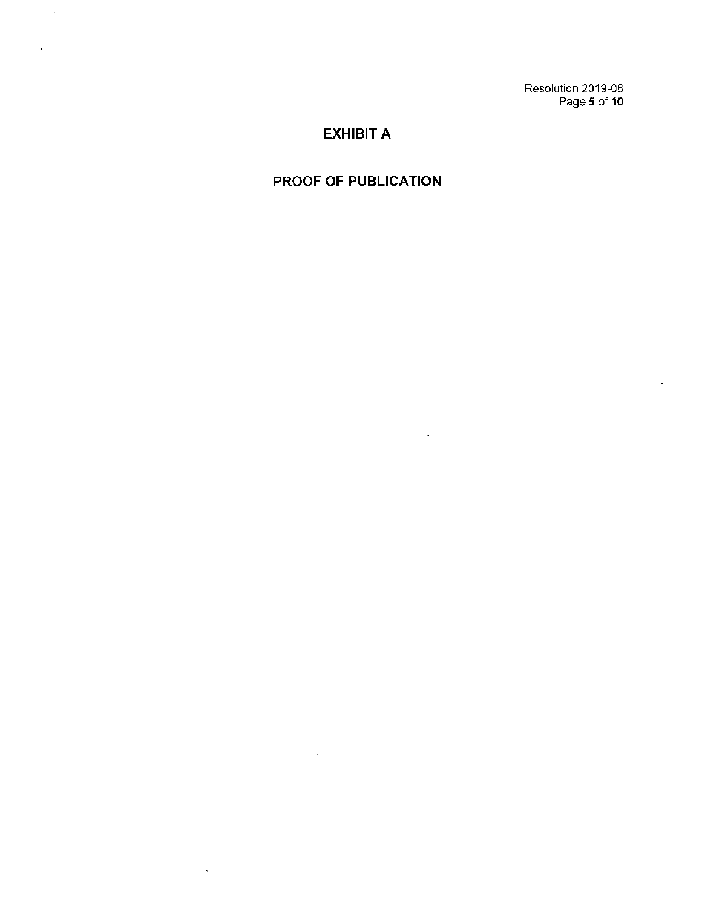# EXHIBIT A

## PROOF OF PUBLICATION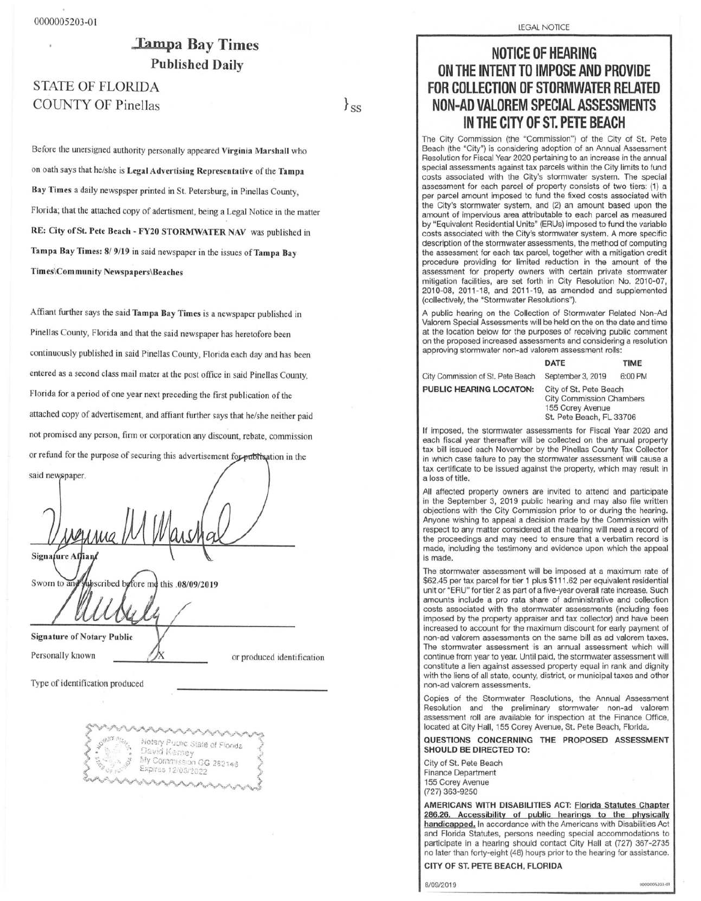0000005203-01

# Tampa Bay Times

**Published Daily**

STATE OF FLORIDA
COUNTY OF Pinellas } ss

Before the unersigned authority personally appeared **Virginia Marshall** who on oath says that he/she is **Legal Advertising Representative** of the **Tampa Bay Times** a daily newspspaer printed in St. Petersburg, in Pinellas County, Florida; that the attached copy of adertisment, being a Legal Notice in the matter **RE: City of St. Pete Beach - FY20 STORMWATER NAV** was published in **Tampa Bay Times: 8/ 9/19** in said newspaper in the issues of **Tampa Bay Times\Community Newspapers\Beaches**

Affiant further says the said **Tampa Bay Times** is a newspaper published in Pinellas County, Florida and that the said newspaper has heretofore been continuously published in said Pinellas County, Florida each day and has been entered as a second class mail mater at the post office in said Pinellas County, Florida for a period of one year next preceding the first publication of the attached copy of advertisement, and affiant further says that he/she neither paid not promised any person, firm or corporation any discount, rebate, commission or refund for the purpose of securing this advertisement for publication in the said newspaper.

Signature Affiant

Sworn to and subscribed before me this .08/09/2019

**Signature of Notary Public**

Personally known X or produced identification

Type of identification produced

Notary Public State of Florida
David Kersey
My Commission GG 262148
Expires 12/03/2022

LEGAL NOTICE

## NOTICE OF HEARING ON THE INTENT TO IMPOSE AND PROVIDE FOR COLLECTION OF STORMWATER RELATED NON-AD VALOREM SPECIAL ASSESSMENTS IN THE CITY OF ST. PETE BEACH

The City Commission (the "Commission") of the City of St. Pete Beach (the "City") is considering adoption of an Annual Assessment Resolution for Fiscal Year 2020 pertaining to an increase in the annual special assessments against tax parcels within the City limits to fund costs associated with the City's stormwater system. The special assessment for each parcel of property consists of two tiers: (1) a per parcel amount imposed to fund the fixed costs associated with the City's stormwater system, and (2) an amount based upon the amount of impervious area attributable to each parcel as measured by "Equivalent Residential Units" (ERUs) imposed to fund the variable costs associated with the City's stormwater system. A more specific description of the stormwater assessments, the method of computing the assessment for each tax parcel, together with a mitigation credit procedure providing for limited reduction in the amount of the assessment for property owners with certain private stormwater mitigation facilities, are set forth in City Resolution No. 2010-07, 2010-08, 2011-18, and 2011-19, as amended and supplemented (collectively, the "Stormwater Resolutions").

A public hearing on the Collection of Stormwater Related Non-Ad Valorem Special Assessments will be held on the on the date and time at the location below for the purposes of receiving public comment on the proposed increased assessments and considering a resolution approving stormwater non-ad valorem assessment rolls:

| | DATE | TIME |
|---|---|---|
| City Commission of St. Pete Beach | September 3, 2019 | 6:00 PM |
| **PUBLIC HEARING LOCATON:** | City of St. Pete Beach<br>City Commission Chambers<br>155 Corey Avenue<br>St. Pete Beach, FL 33706 | |

If imposed, the stormwater assessments for Fiscal Year 2020 and each fiscal year thereafter will be collected on the annual property tax bill issued each November by the Pinellas County Tax Collector in which case failure to pay the stormwater assessment will cause a tax certificate to be issued against the property, which may result in a loss of title.

All affected property owners are invited to attend and participate in the September 3, 2019 public hearing and may also file written objections with the City Commission prior to or during the hearing. Anyone wishing to appeal a decision made by the Commission with respect to any matter considered at the hearing will need a record of the proceedings and may need to ensure that a verbatim record is made, including the testimony and evidence upon which the appeal is made.

The stormwater assessment will be imposed at a maximum rate of \$62.45 per tax parcel for tier 1 plus \$111.62 per equivalent residential unit or "ERU" for tier 2 as part of a five-year overall rate increase. Such amounts include a pro rata share of administrative and collection costs associated with the stormwater assessments (including fees imposed by the property appraiser and tax collector) and have been increased to account for the maximum discount for early payment of non-ad valorem assessments on the same bill as ad valorem taxes. The stormwater assessment is an annual assessment which will continue from year to year. Until paid, the stormwater assessment will constitute a lien against assessed property equal in rank and dignity with the liens of all state, county, district, or municipal taxes and other non-ad valorem assessments.

Copies of the Stormwater Resolutions, the Annual Assessment Resolution and the preliminary stormwater non-ad valorem assessment roll are available for inspection at the Finance Office, located at City Hall, 155 Corey Avenue, St. Pete Beach, Florida.

**QUESTIONS CONCERNING THE PROPOSED ASSESSMENT SHOULD BE DIRECTED TO:**

City of St. Pete Beach
Finance Department
155 Corey Avenue
(727) 363-9250

**AMERICANS WITH DISABILITIES ACT: Florida Statutes Chapter 286.26. Accessibility of public hearings to the physically handicapped.** In accordance with the Americans with Disabilities Act and Florida Statutes, persons needing special accommodations to participate in a hearing should contact City Hall at (727) 367-2735 no later than forty-eight (48) hours prior to the hearing for assistance.

**CITY OF ST. PETE BEACH, FLORIDA**

8/09/2019 0000005203-01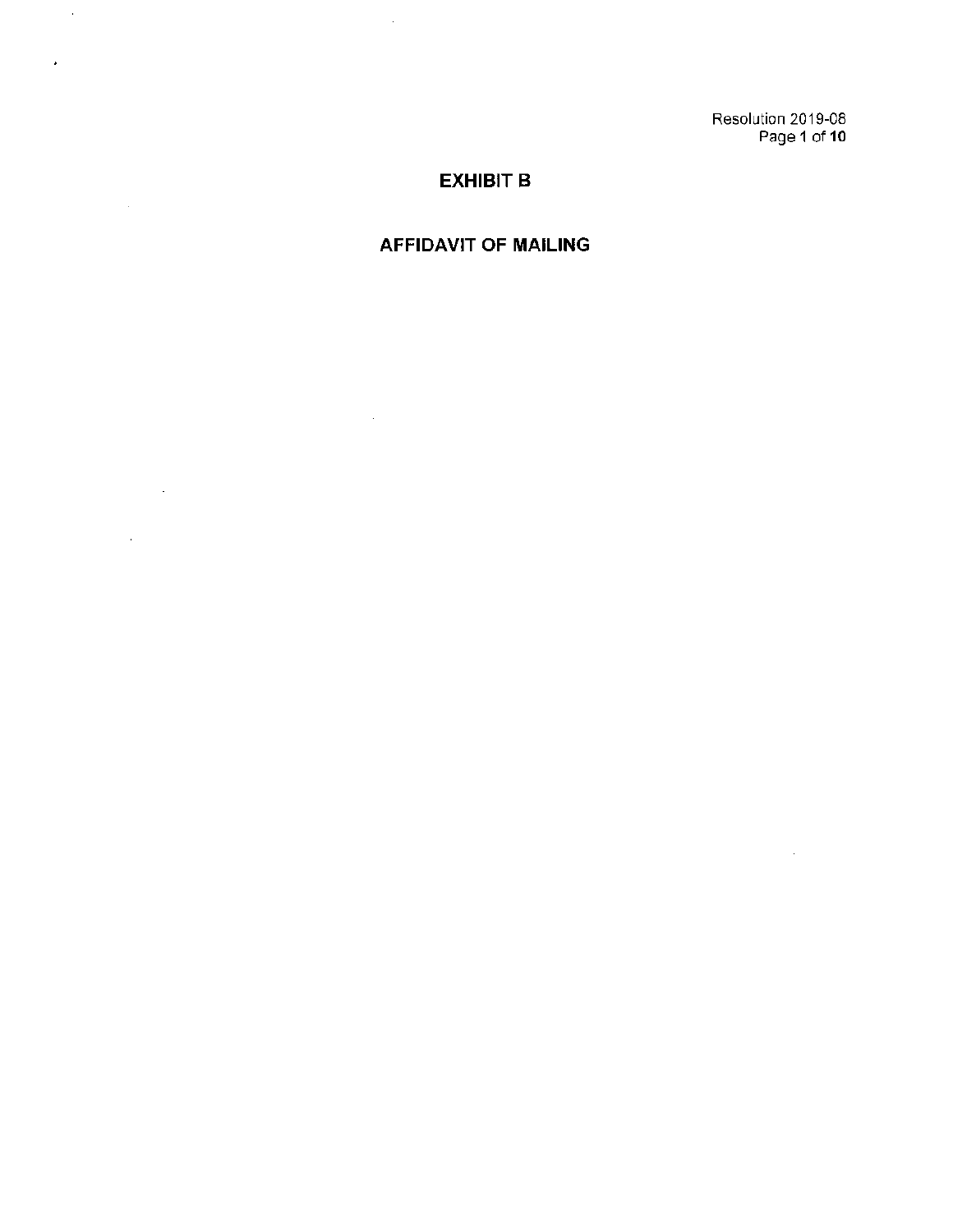# EXHIBIT B

## AFFIDAVIT OF MAILING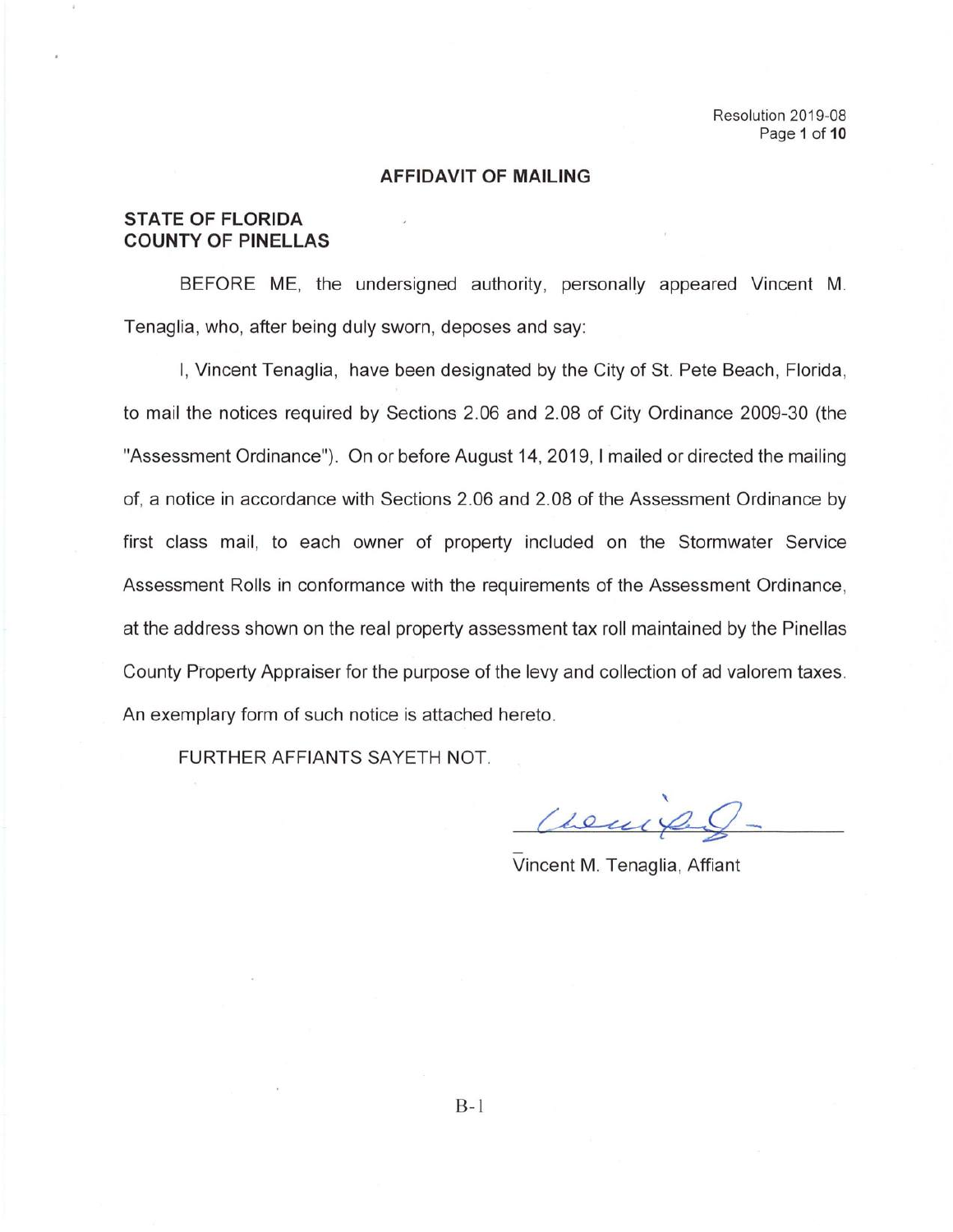## AFFIDAVIT OF MAILING

**STATE OF FLORIDA**
**COUNTY OF PINELLAS**

BEFORE ME, the undersigned authority, personally appeared Vincent M. Tenaglia, who, after being duly sworn, deposes and say:

I, Vincent Tenaglia, have been designated by the City of St. Pete Beach, Florida, to mail the notices required by Sections 2.06 and 2.08 of City Ordinance 2009-30 (the "Assessment Ordinance"). On or before August 14, 2019, I mailed or directed the mailing of, a notice in accordance with Sections 2.06 and 2.08 of the Assessment Ordinance by first class mail, to each owner of property included on the Stormwater Service Assessment Rolls in conformance with the requirements of the Assessment Ordinance, at the address shown on the real property assessment tax roll maintained by the Pinellas County Property Appraiser for the purpose of the levy and collection of ad valorem taxes. An exemplary form of such notice is attached hereto.

FURTHER AFFIANTS SAYETH NOT.

Vincent M. Tenaglia, Affiant

B-1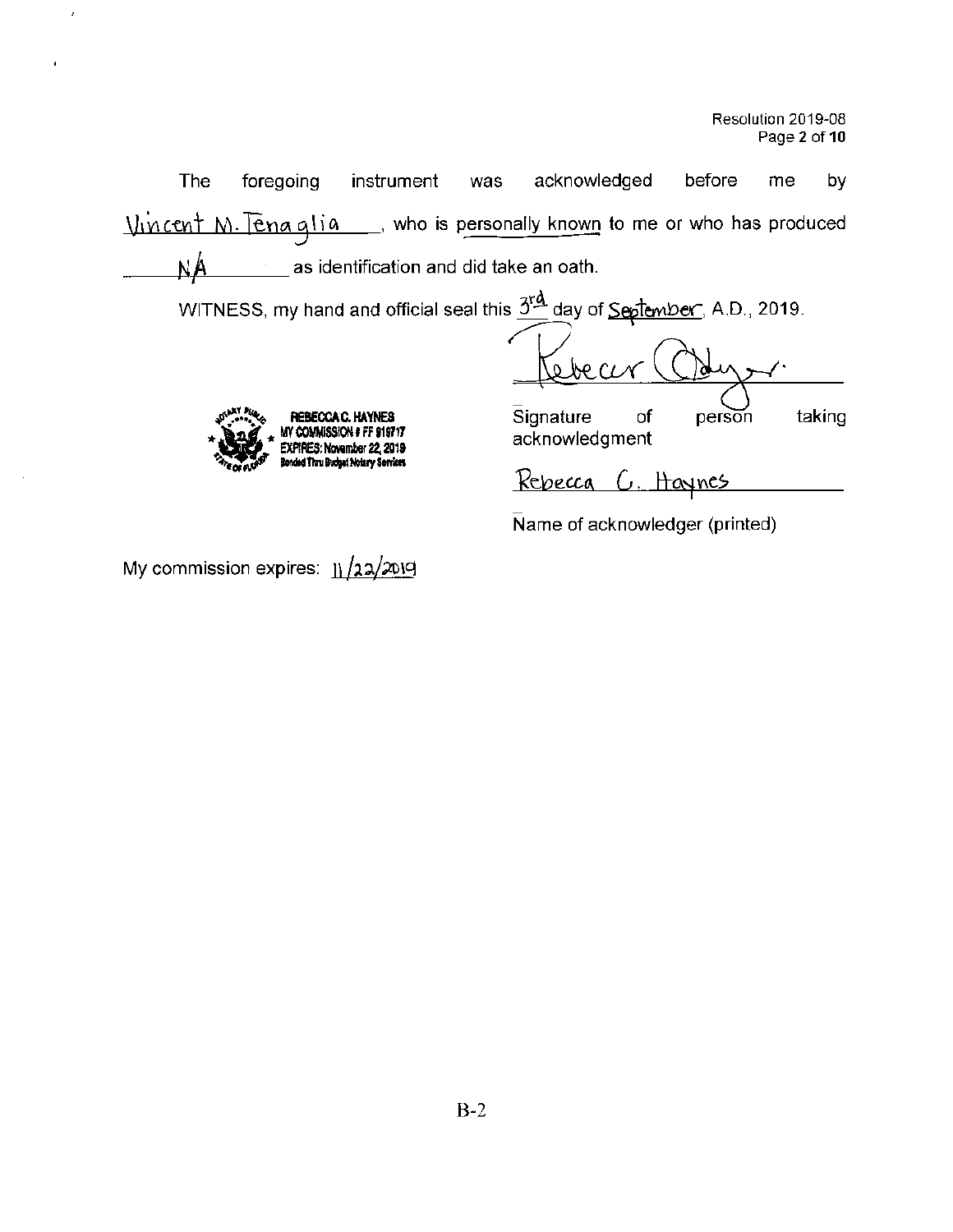The foregoing instrument was acknowledged before me by Vincent M. Tenaglia, who is personally known to me or who has produced N/A as identification and did take an oath.

WITNESS, my hand and official seal this 3rd day of September, A.D., 2019.

REBECCA C. HAYNES
MY COMMISSION # FF 919717
EXPIRES: November 22, 2019
Bonded Thru Budget Notary Services

Signature of person taking acknowledgment

Rebecca C. Haynes

Name of acknowledger (printed)

My commission expires: 11/22/2019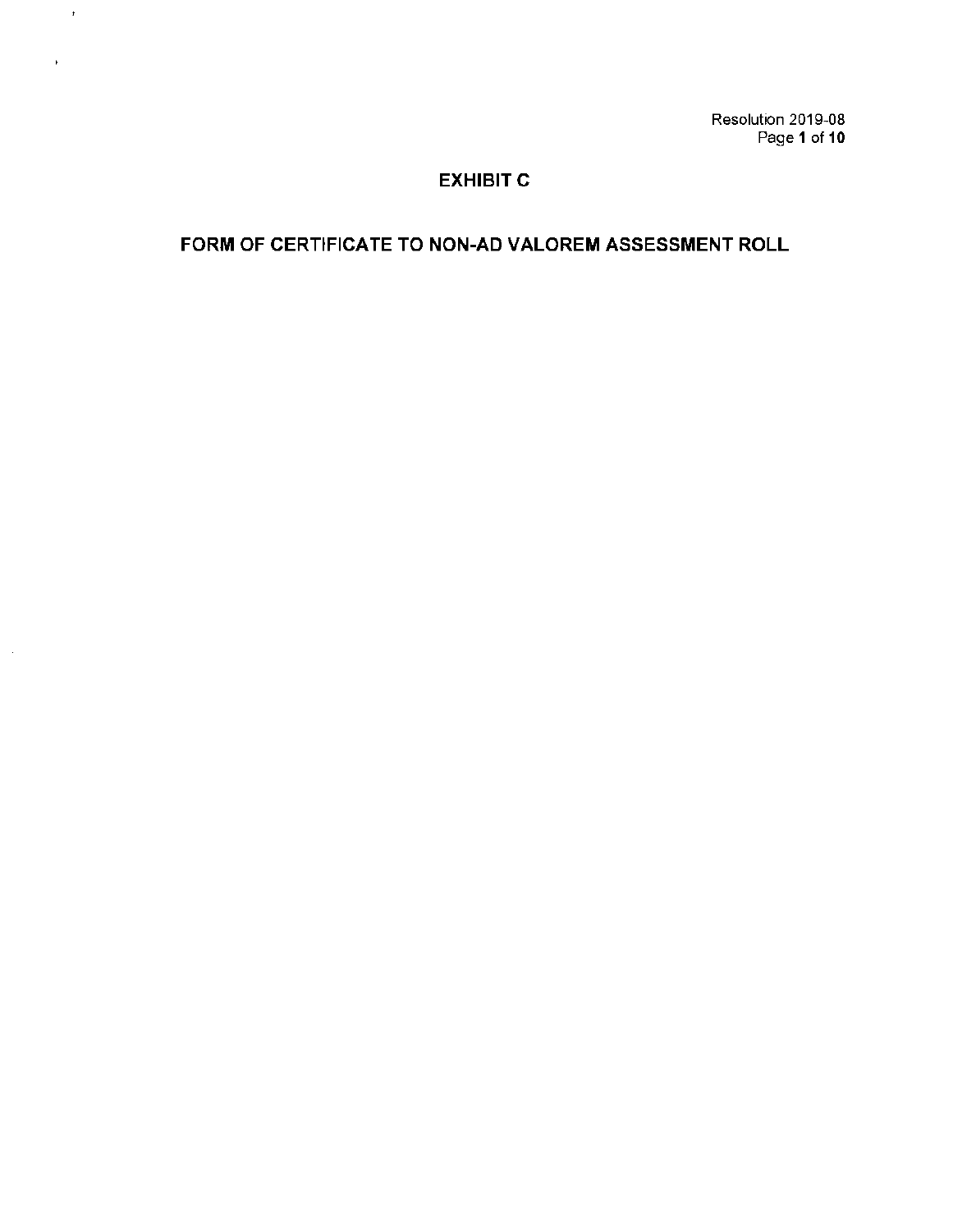## EXHIBIT C

## FORM OF CERTIFICATE TO NON-AD VALOREM ASSESSMENT ROLL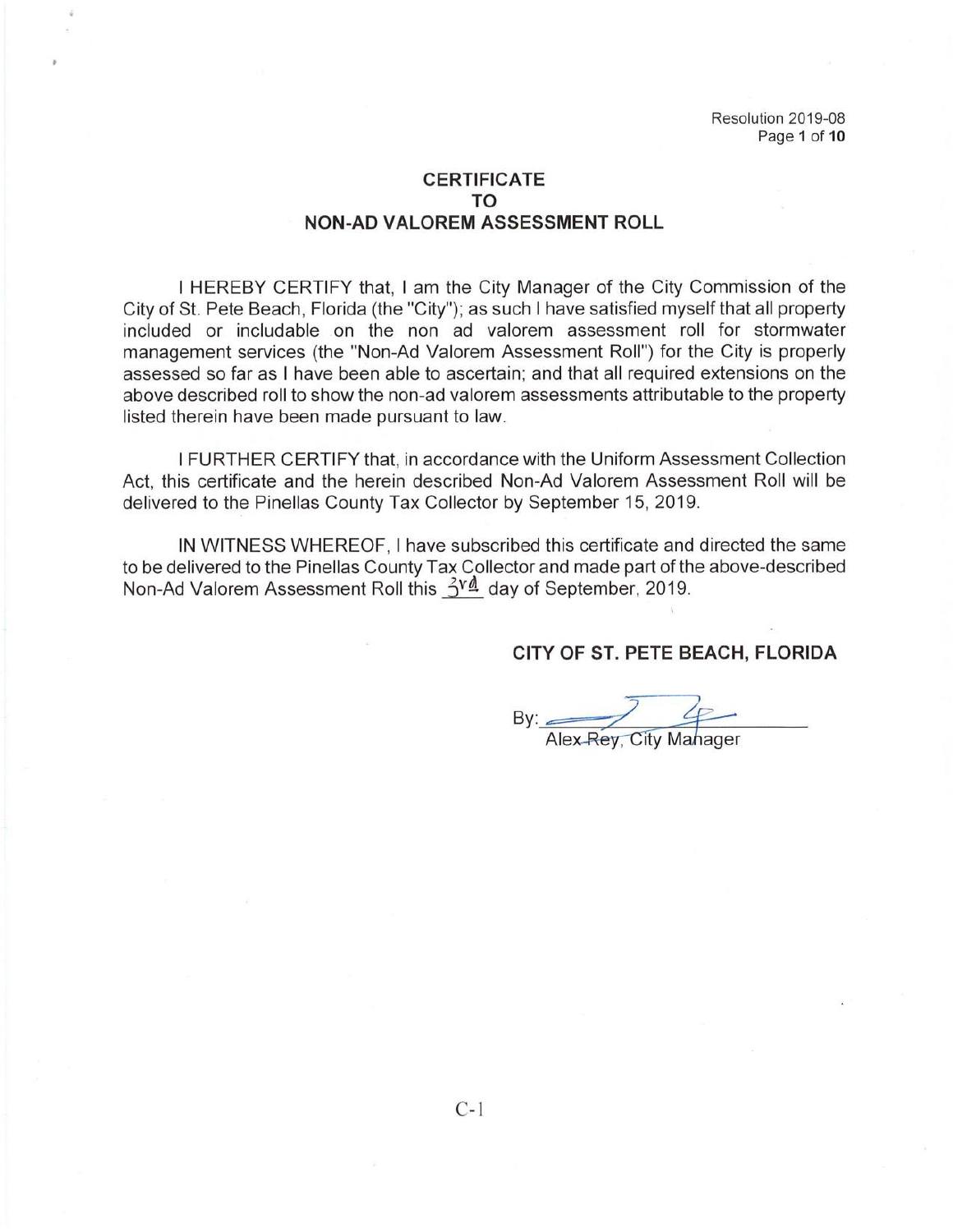Resolution 2019-08

## CERTIFICATE
## TO
## NON-AD VALOREM ASSESSMENT ROLL

I HEREBY CERTIFY that, I am the City Manager of the City Commission of the City of St. Pete Beach, Florida (the "City"); as such I have satisfied myself that all property included or includable on the non ad valorem assessment roll for stormwater management services (the "Non-Ad Valorem Assessment Roll") for the City is properly assessed so far as I have been able to ascertain; and that all required extensions on the above described roll to show the non-ad valorem assessments attributable to the property listed therein have been made pursuant to law.

I FURTHER CERTIFY that, in accordance with the Uniform Assessment Collection Act, this certificate and the herein described Non-Ad Valorem Assessment Roll will be delivered to the Pinellas County Tax Collector by September 15, 2019.

IN WITNESS WHEREOF, I have subscribed this certificate and directed the same to be delivered to the Pinellas County Tax Collector and made part of the above-described Non-Ad Valorem Assessment Roll this 3rd day of September, 2019.

**CITY OF ST. PETE BEACH, FLORIDA**

By: ______________________
Alex Rey, City Manager

C-1